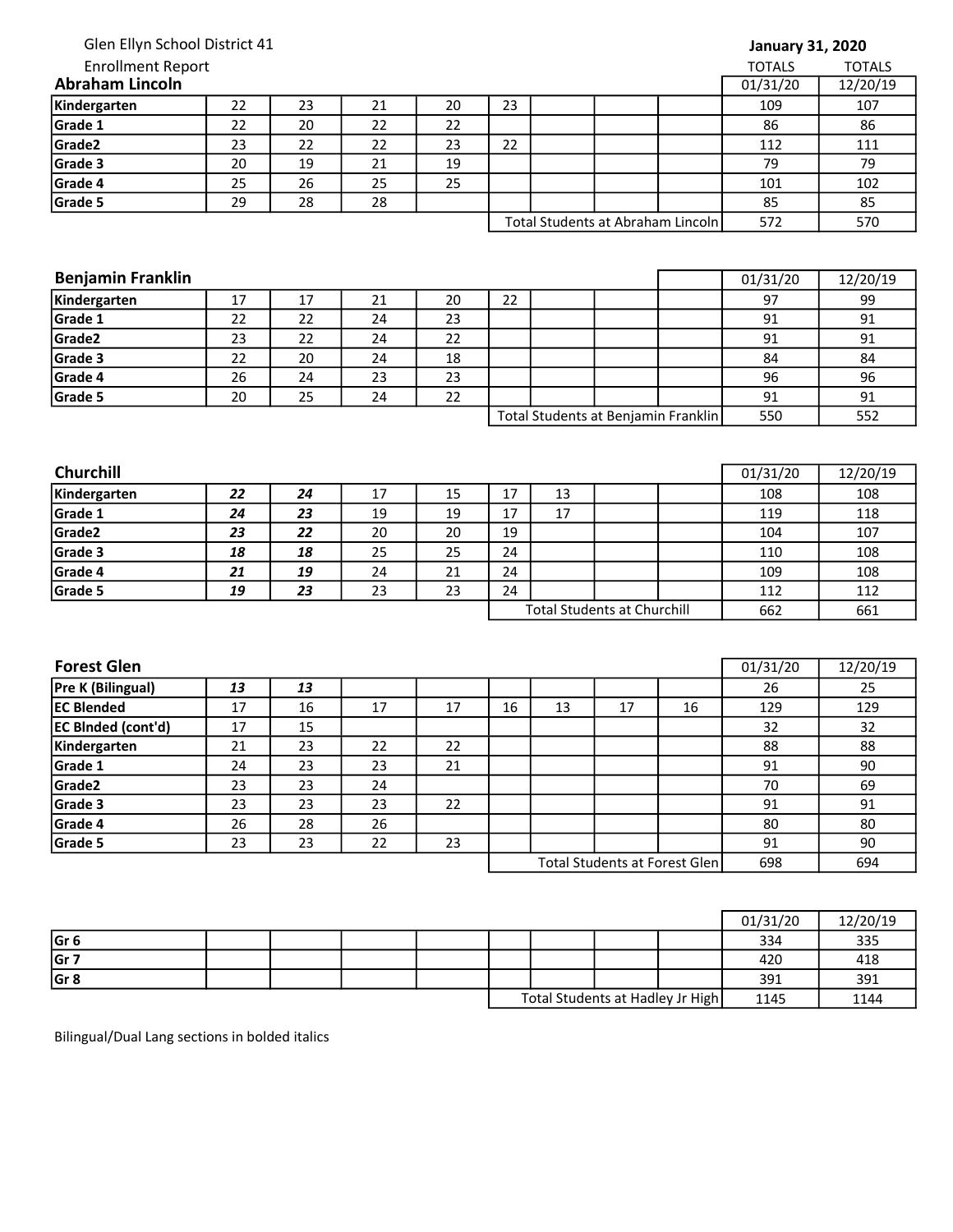Glen Ellyn School District 41

Enrollment Report

**January 31, 2020**

## Abraham Lincoln

| | | | | | | | | | TOTALS 01/31/20 | TOTALS 12/20/19 |
|---|---|---|---|---|---|---|---|---|---|---|
| **Kindergarten** | 22 | 23 | 21 | 20 | 23 | | | | 109 | 107 |
| **Grade 1** | 22 | 20 | 22 | 22 | | | | | 86 | 86 |
| **Grade2** | 23 | 22 | 22 | 23 | 22 | | | | 112 | 111 |
| **Grade 3** | 20 | 19 | 21 | 19 | | | | | 79 | 79 |
| **Grade 4** | 25 | 26 | 25 | 25 | | | | | 101 | 102 |
| **Grade 5** | 29 | 28 | 28 | | | | | | 85 | 85 |
| | | | | | Total Students at Abraham Lincoln | | | | 572 | 570 |

## Benjamin Franklin

| | | | | | | | | | 01/31/20 | 12/20/19 |
|---|---|---|---|---|---|---|---|---|---|---|
| **Kindergarten** | 17 | 17 | 21 | 20 | 22 | | | | 97 | 99 |
| **Grade 1** | 22 | 22 | 24 | 23 | | | | | 91 | 91 |
| **Grade2** | 23 | 22 | 24 | 22 | | | | | 91 | 91 |
| **Grade 3** | 22 | 20 | 24 | 18 | | | | | 84 | 84 |
| **Grade 4** | 26 | 24 | 23 | 23 | | | | | 96 | 96 |
| **Grade 5** | 20 | 25 | 24 | 22 | | | | | 91 | 91 |
| | | | | | Total Students at Benjamin Franklin | | | | 550 | 552 |

## Churchill

| | | | | | | | | | 01/31/20 | 12/20/19 |
|---|---|---|---|---|---|---|---|---|---|---|
| **Kindergarten** | ***22*** | ***24*** | 17 | 15 | 17 | 13 | | | 108 | 108 |
| **Grade 1** | ***24*** | ***23*** | 19 | 19 | 17 | 17 | | | 119 | 118 |
| **Grade2** | ***23*** | ***22*** | 20 | 20 | 19 | | | | 104 | 107 |
| **Grade 3** | ***18*** | ***18*** | 25 | 25 | 24 | | | | 110 | 108 |
| **Grade 4** | ***21*** | ***19*** | 24 | 21 | 24 | | | | 109 | 108 |
| **Grade 5** | ***19*** | ***23*** | 23 | 23 | 24 | | | | 112 | 112 |
| | | | | | Total Students at Churchill | | | | 662 | 661 |

## Forest Glen

| | | | | | | | | | 01/31/20 | 12/20/19 |
|---|---|---|---|---|---|---|---|---|---|---|
| **Pre K (Bilingual)** | ***13*** | ***13*** | | | | | | | 26 | 25 |
| **EC Blended** | 17 | 16 | 17 | 17 | 16 | 13 | 17 | 16 | 129 | 129 |
| **EC Blnded (cont'd)** | 17 | 15 | | | | | | | 32 | 32 |
| **Kindergarten** | 21 | 23 | 22 | 22 | | | | | 88 | 88 |
| **Grade 1** | 24 | 23 | 23 | 21 | | | | | 91 | 90 |
| **Grade2** | 23 | 23 | 24 | | | | | | 70 | 69 |
| **Grade 3** | 23 | 23 | 23 | 22 | | | | | 91 | 91 |
| **Grade 4** | 26 | 28 | 26 | | | | | | 80 | 80 |
| **Grade 5** | 23 | 23 | 22 | 23 | | | | | 91 | 90 |
| | | | | | Total Students at Forest Glen | | | | 698 | 694 |

| | | | | | | | | | 01/31/20 | 12/20/19 |
|---|---|---|---|---|---|---|---|---|---|---|
| **Gr 6** | | | | | | | | | 334 | 335 |
| **Gr 7** | | | | | | | | | 420 | 418 |
| **Gr 8** | | | | | | | | | 391 | 391 |
| | | | | | Total Students at Hadley Jr High | | | | 1145 | 1144 |

Bilingual/Dual Lang sections in bolded italics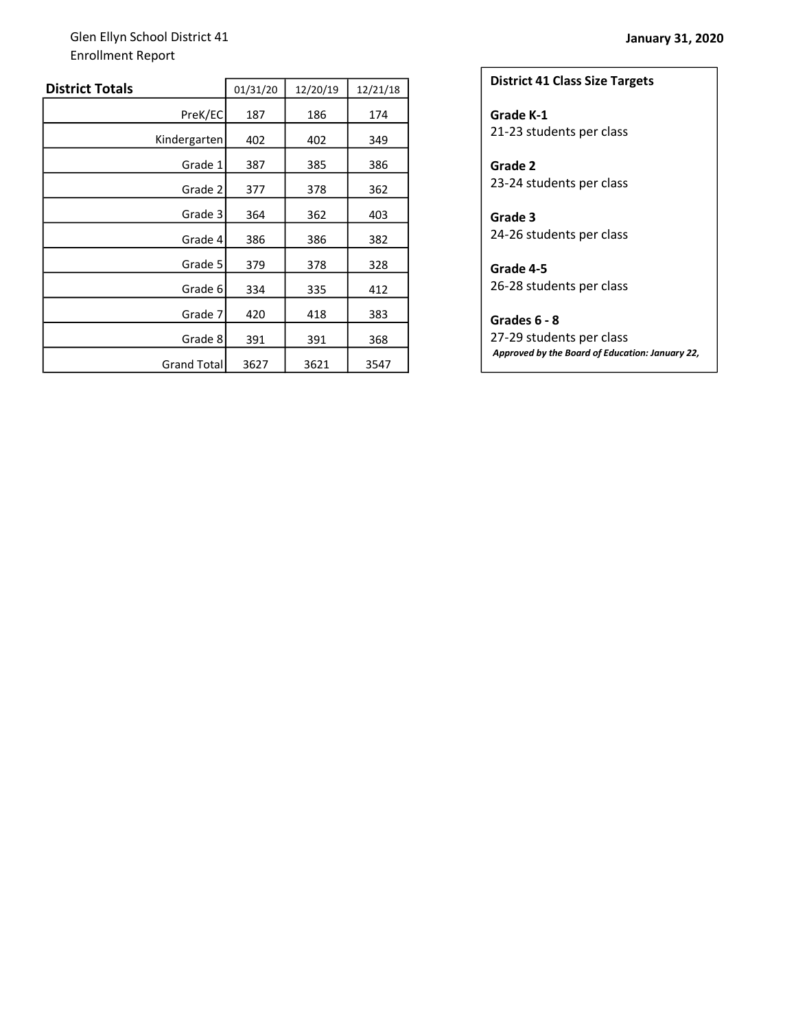Glen Ellyn School District 41
Enrollment Report

**January 31, 2020**

| District Totals | 01/31/20 | 12/20/19 | 12/21/18 |
|---|---|---|---|
| PreK/EC | 187 | 186 | 174 |
| Kindergarten | 402 | 402 | 349 |
| Grade 1 | 387 | 385 | 386 |
| Grade 2 | 377 | 378 | 362 |
| Grade 3 | 364 | 362 | 403 |
| Grade 4 | 386 | 386 | 382 |
| Grade 5 | 379 | 378 | 328 |
| Grade 6 | 334 | 335 | 412 |
| Grade 7 | 420 | 418 | 383 |
| Grade 8 | 391 | 391 | 368 |
| Grand Total | 3627 | 3621 | 3547 |

**District 41 Class Size Targets**

**Grade K-1**
21-23 students per class

**Grade 2**
23-24 students per class

**Grade 3**
24-26 students per class

**Grade 4-5**
26-28 students per class

**Grades 6 - 8**
27-29 students per class

***Approved by the Board of Education: January 22,***